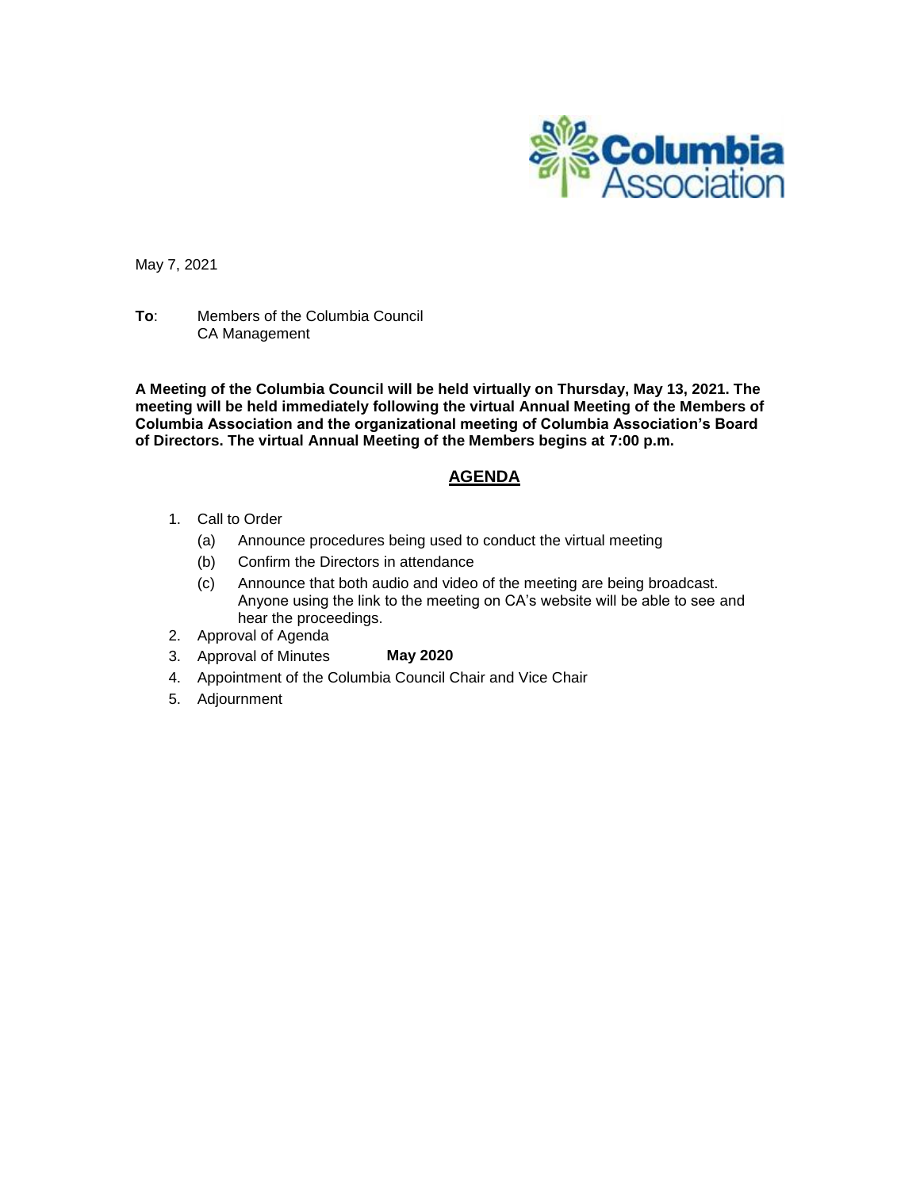May 7, 2021

**To**: Members of the Columbia Council
CA Management

**A Meeting of the Columbia Council will be held virtually on Thursday, May 13, 2021. The meeting will be held immediately following the virtual Annual Meeting of the Members of Columbia Association and the organizational meeting of Columbia Association's Board of Directors. The virtual Annual Meeting of the Members begins at 7:00 p.m.**

## AGENDA

1. Call to Order
   (a) Announce procedures being used to conduct the virtual meeting
   (b) Confirm the Directors in attendance
   (c) Announce that both audio and video of the meeting are being broadcast. Anyone using the link to the meeting on CA's website will be able to see and hear the proceedings.
2. Approval of Agenda
3. Approval of Minutes **May 2020**
4. Appointment of the Columbia Council Chair and Vice Chair
5. Adjournment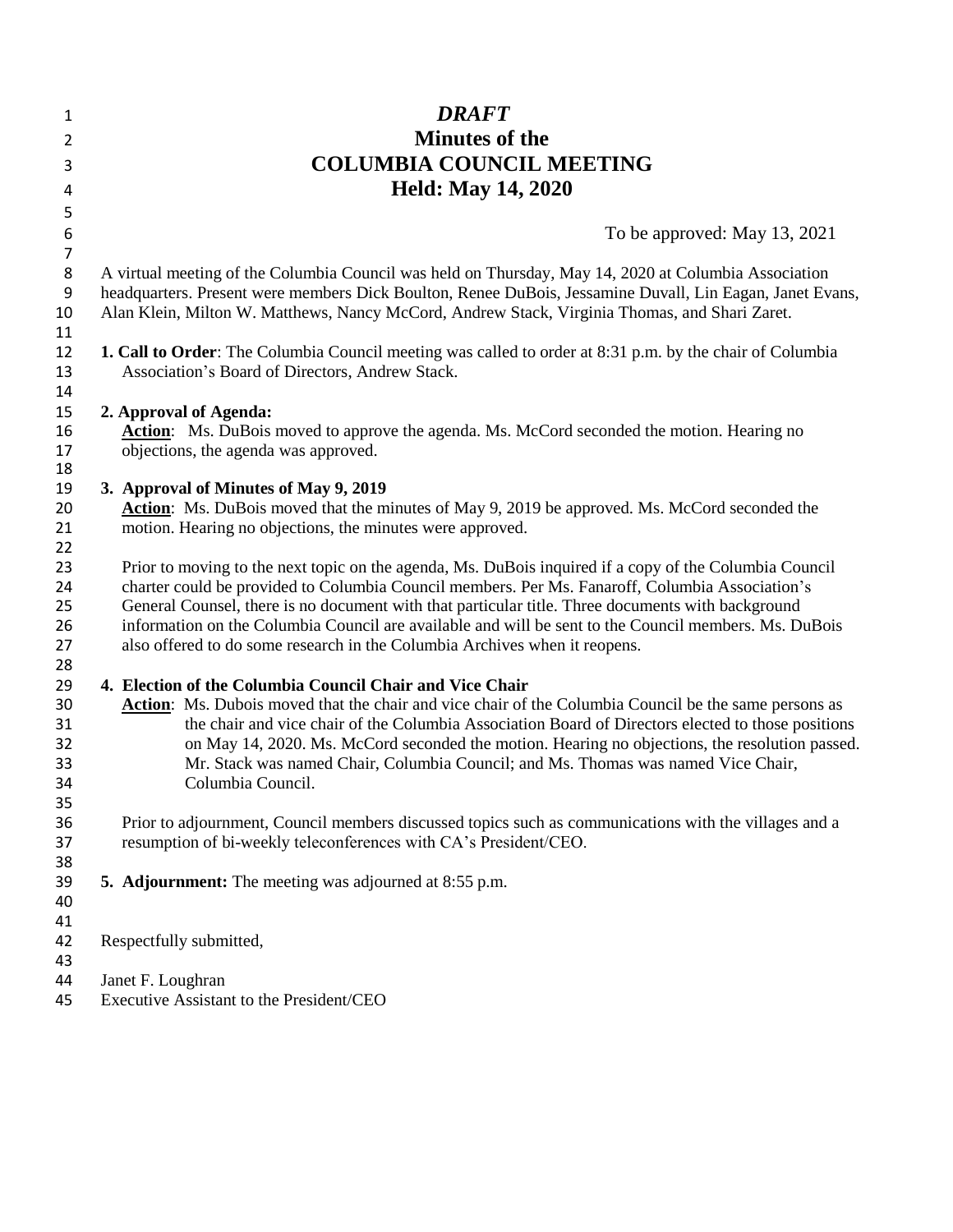*DRAFT*

# Minutes of the COLUMBIA COUNCIL MEETING

## Held: May 14, 2020

To be approved: May 13, 2021

A virtual meeting of the Columbia Council was held on Thursday, May 14, 2020 at Columbia Association headquarters. Present were members Dick Boulton, Renee DuBois, Jessamine Duvall, Lin Eagan, Janet Evans, Alan Klein, Milton W. Matthews, Nancy McCord, Andrew Stack, Virginia Thomas, and Shari Zaret.

**1. Call to Order**: The Columbia Council meeting was called to order at 8:31 p.m. by the chair of Columbia Association's Board of Directors, Andrew Stack.

**2. Approval of Agenda:**

**Action**: Ms. DuBois moved to approve the agenda. Ms. McCord seconded the motion. Hearing no objections, the agenda was approved.

**3. Approval of Minutes of May 9, 2019**

**Action**: Ms. DuBois moved that the minutes of May 9, 2019 be approved. Ms. McCord seconded the motion. Hearing no objections, the minutes were approved.

Prior to moving to the next topic on the agenda, Ms. DuBois inquired if a copy of the Columbia Council charter could be provided to Columbia Council members. Per Ms. Fanaroff, Columbia Association's General Counsel, there is no document with that particular title. Three documents with background information on the Columbia Council are available and will be sent to the Council members. Ms. DuBois also offered to do some research in the Columbia Archives when it reopens.

**4. Election of the Columbia Council Chair and Vice Chair**

**Action**: Ms. Dubois moved that the chair and vice chair of the Columbia Council be the same persons as the chair and vice chair of the Columbia Association Board of Directors elected to those positions on May 14, 2020. Ms. McCord seconded the motion. Hearing no objections, the resolution passed. Mr. Stack was named Chair, Columbia Council; and Ms. Thomas was named Vice Chair, Columbia Council.

Prior to adjournment, Council members discussed topics such as communications with the villages and a resumption of bi-weekly teleconferences with CA's President/CEO.

**5. Adjournment:** The meeting was adjourned at 8:55 p.m.

Respectfully submitted,

Janet F. Loughran
Executive Assistant to the President/CEO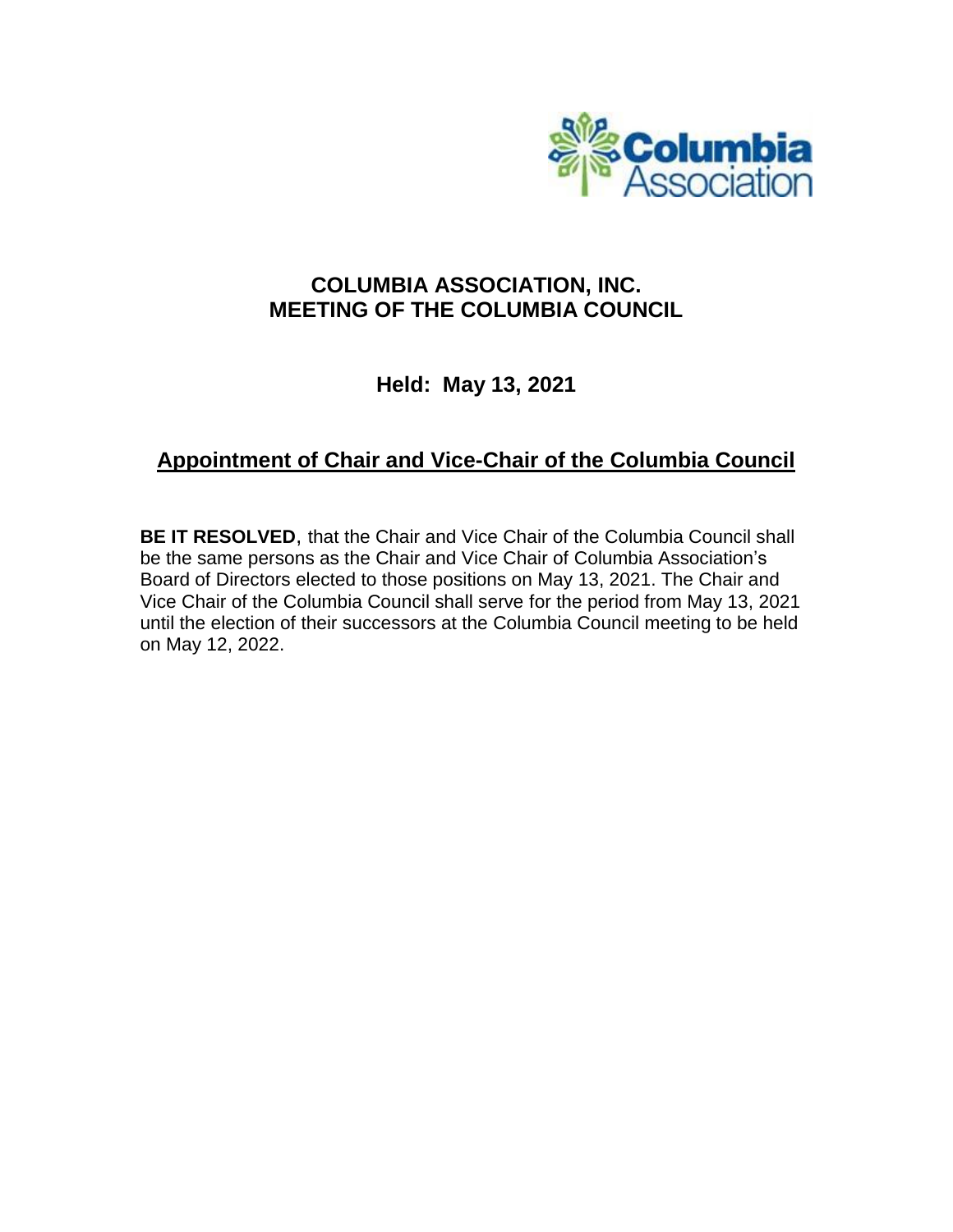**COLUMBIA ASSOCIATION, INC.**
**MEETING OF THE COLUMBIA COUNCIL**

**Held: May 13, 2021**

## Appointment of Chair and Vice-Chair of the Columbia Council

**BE IT RESOLVED**, that the Chair and Vice Chair of the Columbia Council shall be the same persons as the Chair and Vice Chair of Columbia Association's Board of Directors elected to those positions on May 13, 2021. The Chair and Vice Chair of the Columbia Council shall serve for the period from May 13, 2021 until the election of their successors at the Columbia Council meeting to be held on May 12, 2022.